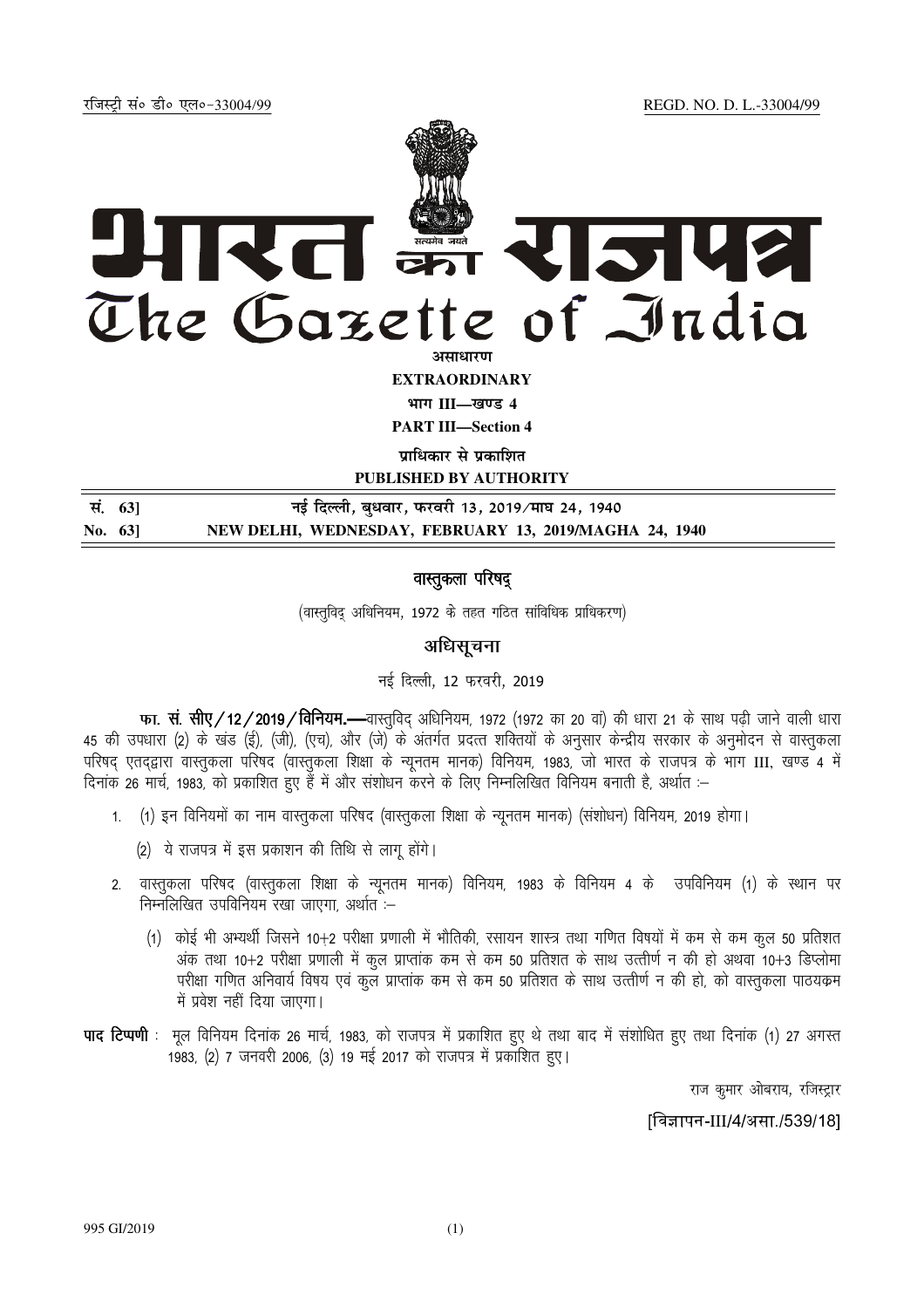रजिस्ट्री सं० डी० एल०-33004/99 REGD. NO. D. L.-33004/99

# भारत का राजपत्र
# The Gazette of India

**असाधारण**

**EXTRAORDINARY**

**भाग III—खण्ड 4**

**PART III—Section 4**

**प्राधिकार से प्रकाशित**

**PUBLISHED BY AUTHORITY**

| | |
|---|---|
| **सं. 63]** | **नई दिल्ली, बुधवार, फरवरी 13, 2019/माघ 24, 1940** |
| **No. 63]** | **NEW DELHI, WEDNESDAY, FEBRUARY 13, 2019/MAGHA 24, 1940** |

## वास्तुकला परिषद्

(वास्तुविद् अधिनियम, 1972 के तहत गठित सांविधिक प्राधिकरण)

## अधिसूचना

नई दिल्ली, 12 फरवरी, 2019

**फा. सं. सीए/12/2019/विनियम.—**वास्तुविद् अधिनियम, 1972 (1972 का 20 वां) की धारा 21 के साथ पढ़ी जाने वाली धारा 45 की उपधारा (2) के खंड (ई), (जी), (एच), और (जे) के अंतर्गत प्रदत्त शक्तियों के अनुसार केन्द्रीय सरकार के अनुमोदन से वास्तुकला परिषद् एतद्द्वारा वास्तुकला परिषद (वास्तुकला शिक्षा के न्यूनतम मानक) विनियम, 1983, जो भारत के राजपत्र के भाग III, खण्ड 4 में दिनांक 26 मार्च, 1983, को प्रकाशित हुए हैं में और संशोधन करने के लिए निम्नलिखित विनियम बनाती है, अर्थात :–

1. (1) इन विनियमों का नाम वास्तुकला परिषद (वास्तुकला शिक्षा के न्यूनतम मानक) (संशोधन) विनियम, 2019 होगा।

   (2) ये राजपत्र में इस प्रकाशन की तिथि से लागू होंगे।

2. वास्तुकला परिषद (वास्तुकला शिक्षा के न्यूनतम मानक) विनियम, 1983 के विनियम 4 के उपविनियम (1) के स्थान पर निम्नलिखित उपविनियम रखा जाएगा, अर्थात :–

   (1) कोई भी अभ्यर्थी जिसने 10+2 परीक्षा प्रणाली में भौतिकी, रसायन शास्त्र तथा गणित विषयों में कम से कम कुल 50 प्रतिशत अंक तथा 10+2 परीक्षा प्रणाली में कुल प्राप्तांक कम से कम 50 प्रतिशत के साथ उत्तीर्ण न की हो अथवा 10+3 डिप्लोमा परीक्षा गणित अनिवार्य विषय एवं कुल प्राप्तांक कम से कम 50 प्रतिशत के साथ उत्तीर्ण न की हो, को वास्तुकला पाठयक्रम में प्रवेश नहीं दिया जाएगा।

**पाद टिप्पणी** : मूल विनियम दिनांक 26 मार्च, 1983, को राजपत्र में प्रकाशित हुए थे तथा बाद में संशोधित हुए तथा दिनांक (1) 27 अगस्त 1983, (2) 7 जनवरी 2006, (3) 19 मई 2017 को राजपत्र में प्रकाशित हुए।

राज कुमार ओबराय, रजिस्ट्रार

[विज्ञापन-III/4/असा./539/18]

995 GI/2019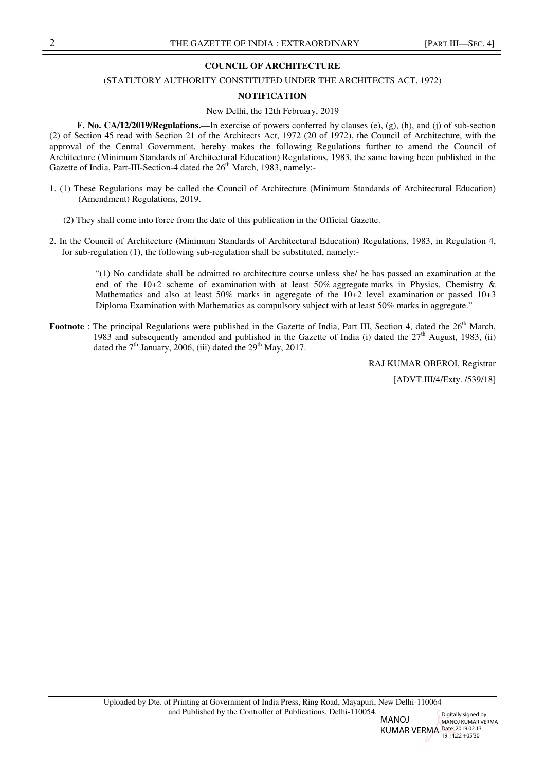**COUNCIL OF ARCHITECTURE**

(STATUTORY AUTHORITY CONSTITUTED UNDER THE ARCHITECTS ACT, 1972)

**NOTIFICATION**

New Delhi, the 12th February, 2019

**F. No. CA/12/2019/Regulations.—**In exercise of powers conferred by clauses (e), (g), (h), and (j) of sub-section (2) of Section 45 read with Section 21 of the Architects Act, 1972 (20 of 1972), the Council of Architecture, with the approval of the Central Government, hereby makes the following Regulations further to amend the Council of Architecture (Minimum Standards of Architectural Education) Regulations, 1983, the same having been published in the Gazette of India, Part-III-Section-4 dated the 26th March, 1983, namely:-

1. (1) These Regulations may be called the Council of Architecture (Minimum Standards of Architectural Education) (Amendment) Regulations, 2019.

   (2) They shall come into force from the date of this publication in the Official Gazette.

2. In the Council of Architecture (Minimum Standards of Architectural Education) Regulations, 1983, in Regulation 4, for sub-regulation (1), the following sub-regulation shall be substituted, namely:-

   "(1) No candidate shall be admitted to architecture course unless she/ he has passed an examination at the end of the 10+2 scheme of examination with at least 50% aggregate marks in Physics, Chemistry & Mathematics and also at least 50% marks in aggregate of the 10+2 level examination or passed 10+3 Diploma Examination with Mathematics as compulsory subject with at least 50% marks in aggregate."

**Footnote** : The principal Regulations were published in the Gazette of India, Part III, Section 4, dated the 26th March, 1983 and subsequently amended and published in the Gazette of India (i) dated the 27th August, 1983, (ii) dated the 7th January, 2006, (iii) dated the 29th May, 2017.

RAJ KUMAR OBEROI, Registrar

[ADVT.III/4/Exty. /539/18]

Uploaded by Dte. of Printing at Government of India Press, Ring Road, Mayapuri, New Delhi-110064 and Published by the Controller of Publications, Delhi-110054.